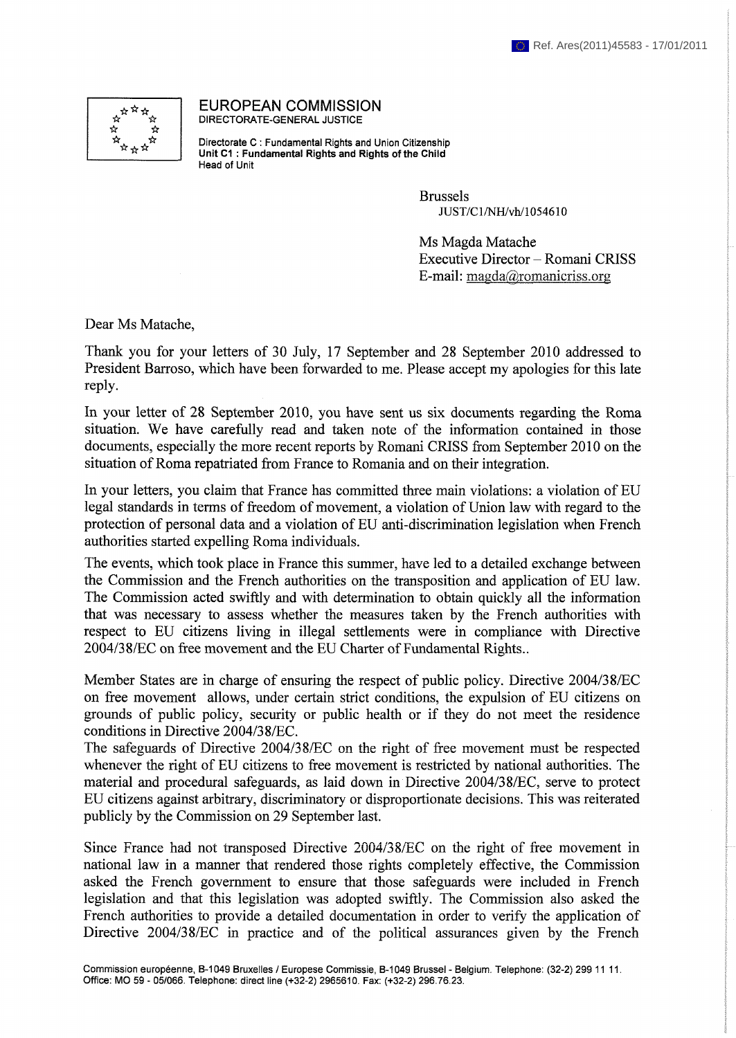Ref. Ares(2011)45583 - 17/01/2011

**EUROPEAN COMMISSION**
DIRECTORATE-GENERAL JUSTICE

Directorate C : Fundamental Rights and Union Citizenship
**Unit C1 : Fundamental Rights and Rights of the Child**
Head of Unit

Brussels
JUST/C1/NH/vh/1054610

Ms Magda Matache
Executive Director – Romani CRISS
E-mail: magda@romanicriss.org

Dear Ms Matache,

Thank you for your letters of 30 July, 17 September and 28 September 2010 addressed to President Barroso, which have been forwarded to me. Please accept my apologies for this late reply.

In your letter of 28 September 2010, you have sent us six documents regarding the Roma situation. We have carefully read and taken note of the information contained in those documents, especially the more recent reports by Romani CRISS from September 2010 on the situation of Roma repatriated from France to Romania and on their integration.

In your letters, you claim that France has committed three main violations: a violation of EU legal standards in terms of freedom of movement, a violation of Union law with regard to the protection of personal data and a violation of EU anti-discrimination legislation when French authorities started expelling Roma individuals.

The events, which took place in France this summer, have led to a detailed exchange between the Commission and the French authorities on the transposition and application of EU law. The Commission acted swiftly and with determination to obtain quickly all the information that was necessary to assess whether the measures taken by the French authorities with respect to EU citizens living in illegal settlements were in compliance with Directive 2004/38/EC on free movement and the EU Charter of Fundamental Rights..

Member States are in charge of ensuring the respect of public policy. Directive 2004/38/EC on free movement allows, under certain strict conditions, the expulsion of EU citizens on grounds of public policy, security or public health or if they do not meet the residence conditions in Directive 2004/38/EC.
The safeguards of Directive 2004/38/EC on the right of free movement must be respected whenever the right of EU citizens to free movement is restricted by national authorities. The material and procedural safeguards, as laid down in Directive 2004/38/EC, serve to protect EU citizens against arbitrary, discriminatory or disproportionate decisions. This was reiterated publicly by the Commission on 29 September last.

Since France had not transposed Directive 2004/38/EC on the right of free movement in national law in a manner that rendered those rights completely effective, the Commission asked the French government to ensure that those safeguards were included in French legislation and that this legislation was adopted swiftly. The Commission also asked the French authorities to provide a detailed documentation in order to verify the application of Directive 2004/38/EC in practice and of the political assurances given by the French

Commission européenne, B-1049 Bruxelles / Europese Commissie, B-1049 Brussel - Belgium. Telephone: (32-2) 299 11 11.
Office: MO 59 - 05/066. Telephone: direct line (+32-2) 2965610. Fax: (+32-2) 296.76.23.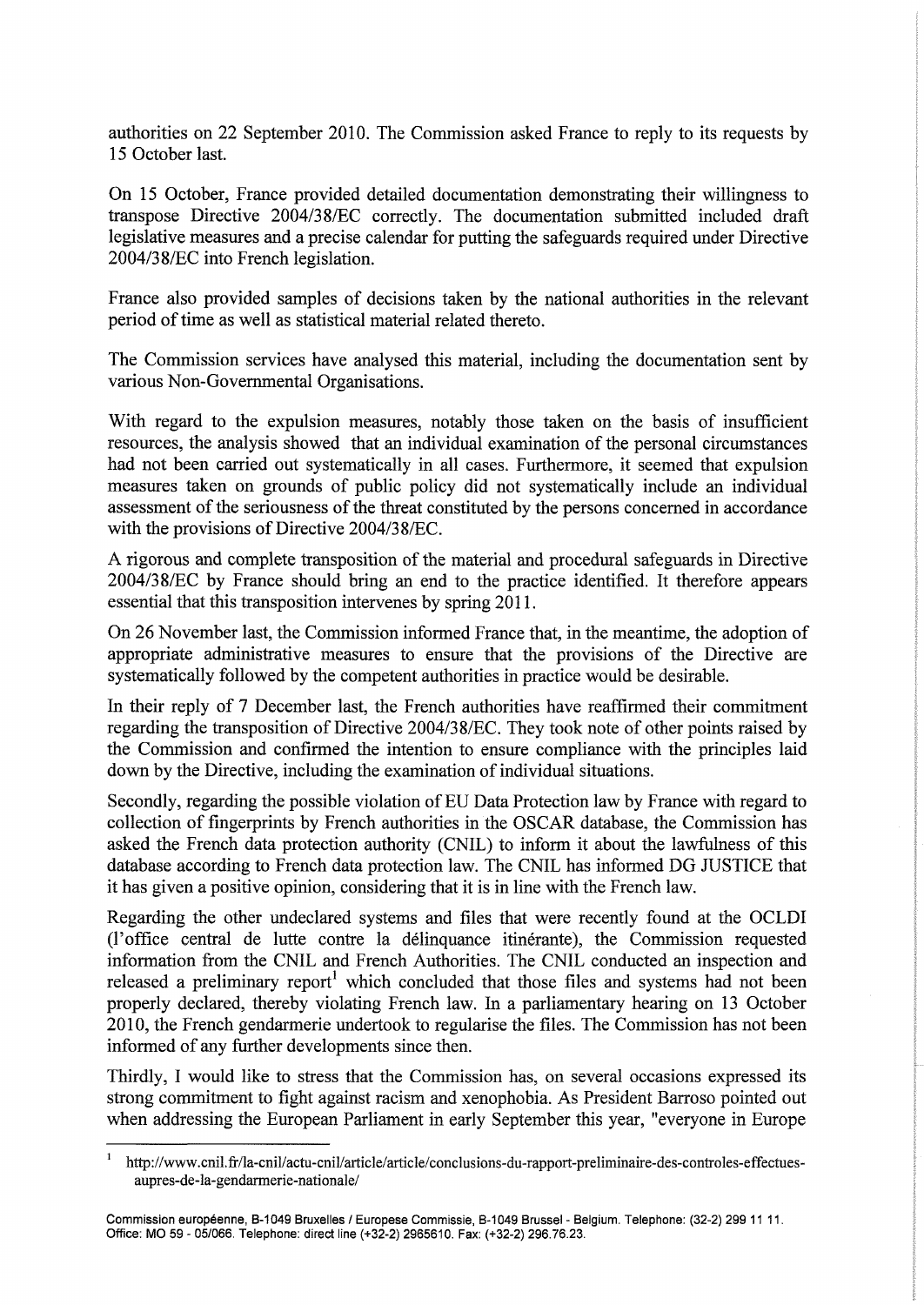authorities on 22 September 2010. The Commission asked France to reply to its requests by 15 October last.

On 15 October, France provided detailed documentation demonstrating their willingness to transpose Directive 2004/38/EC correctly. The documentation submitted included draft legislative measures and a precise calendar for putting the safeguards required under Directive 2004/38/EC into French legislation.

France also provided samples of decisions taken by the national authorities in the relevant period of time as well as statistical material related thereto.

The Commission services have analysed this material, including the documentation sent by various Non-Governmental Organisations.

With regard to the expulsion measures, notably those taken on the basis of insufficient resources, the analysis showed that an individual examination of the personal circumstances had not been carried out systematically in all cases. Furthermore, it seemed that expulsion measures taken on grounds of public policy did not systematically include an individual assessment of the seriousness of the threat constituted by the persons concerned in accordance with the provisions of Directive 2004/38/EC.

A rigorous and complete transposition of the material and procedural safeguards in Directive 2004/38/EC by France should bring an end to the practice identified. It therefore appears essential that this transposition intervenes by spring 2011.

On 26 November last, the Commission informed France that, in the meantime, the adoption of appropriate administrative measures to ensure that the provisions of the Directive are systematically followed by the competent authorities in practice would be desirable.

In their reply of 7 December last, the French authorities have reaffirmed their commitment regarding the transposition of Directive 2004/38/EC. They took note of other points raised by the Commission and confirmed the intention to ensure compliance with the principles laid down by the Directive, including the examination of individual situations.

Secondly, regarding the possible violation of EU Data Protection law by France with regard to collection of fingerprints by French authorities in the OSCAR database, the Commission has asked the French data protection authority (CNIL) to inform it about the lawfulness of this database according to French data protection law. The CNIL has informed DG JUSTICE that it has given a positive opinion, considering that it is in line with the French law.

Regarding the other undeclared systems and files that were recently found at the OCLDI (l'office central de lutte contre la délinquance itinérante), the Commission requested information from the CNIL and French Authorities. The CNIL conducted an inspection and released a preliminary report[1] which concluded that those files and systems had not been properly declared, thereby violating French law. In a parliamentary hearing on 13 October 2010, the French gendarmerie undertook to regularise the files. The Commission has not been informed of any further developments since then.

Thirdly, I would like to stress that the Commission has, on several occasions expressed its strong commitment to fight against racism and xenophobia. As President Barroso pointed out when addressing the European Parliament in early September this year, "everyone in Europe

[1] http://www.cnil.fr/la-cnil/actu-cnil/article/article/conclusions-du-rapport-preliminaire-des-controles-effectues-aupres-de-la-gendarmerie-nationale/

Commission européenne, B-1049 Bruxelles / Europese Commissie, B-1049 Brussel - Belgium. Telephone: (32-2) 299 11 11. Office: MO 59 - 05/066. Telephone: direct line (+32-2) 2965610. Fax: (+32-2) 296.76.23.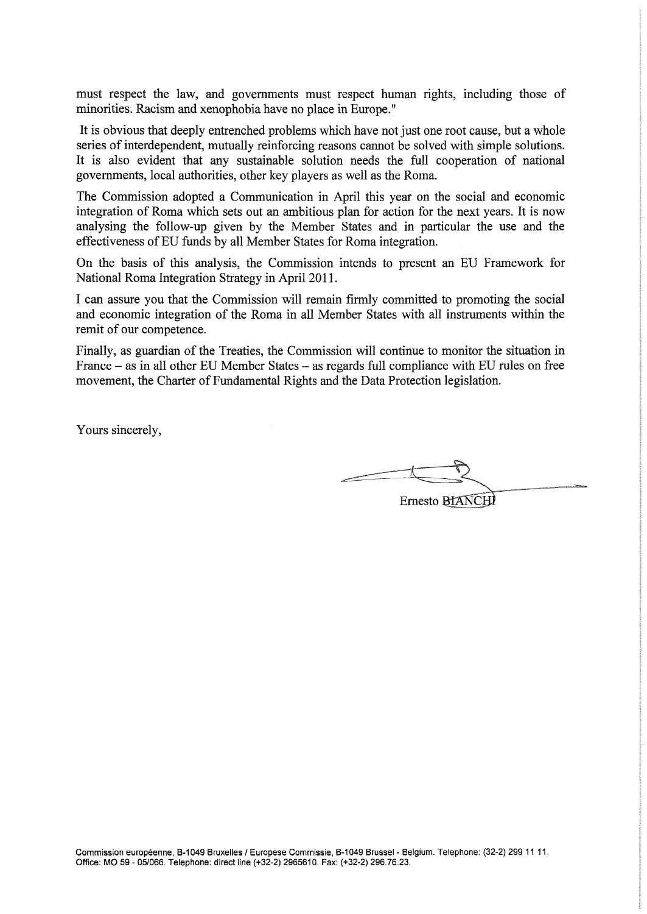must respect the law, and governments must respect human rights, including those of minorities. Racism and xenophobia have no place in Europe."

It is obvious that deeply entrenched problems which have not just one root cause, but a whole series of interdependent, mutually reinforcing reasons cannot be solved with simple solutions. It is also evident that any sustainable solution needs the full cooperation of national governments, local authorities, other key players as well as the Roma.

The Commission adopted a Communication in April this year on the social and economic integration of Roma which sets out an ambitious plan for action for the next years. It is now analysing the follow-up given by the Member States and in particular the use and the effectiveness of EU funds by all Member States for Roma integration.

On the basis of this analysis, the Commission intends to present an EU Framework for National Roma Integration Strategy in April 2011.

I can assure you that the Commission will remain firmly committed to promoting the social and economic integration of the Roma in all Member States with all instruments within the remit of our competence.

Finally, as guardian of the Treaties, the Commission will continue to monitor the situation in France – as in all other EU Member States – as regards full compliance with EU rules on free movement, the Charter of Fundamental Rights and the Data Protection legislation.

Yours sincerely,

Ernesto BIANCHI

Commission européenne, B-1049 Bruxelles / Europese Commissie, B-1049 Brussel - Belgium. Telephone: (32-2) 299 11 11.
Office: MO 59 - 05/066. Telephone: direct line (+32-2) 2965610. Fax: (+32-2) 296.76.23.